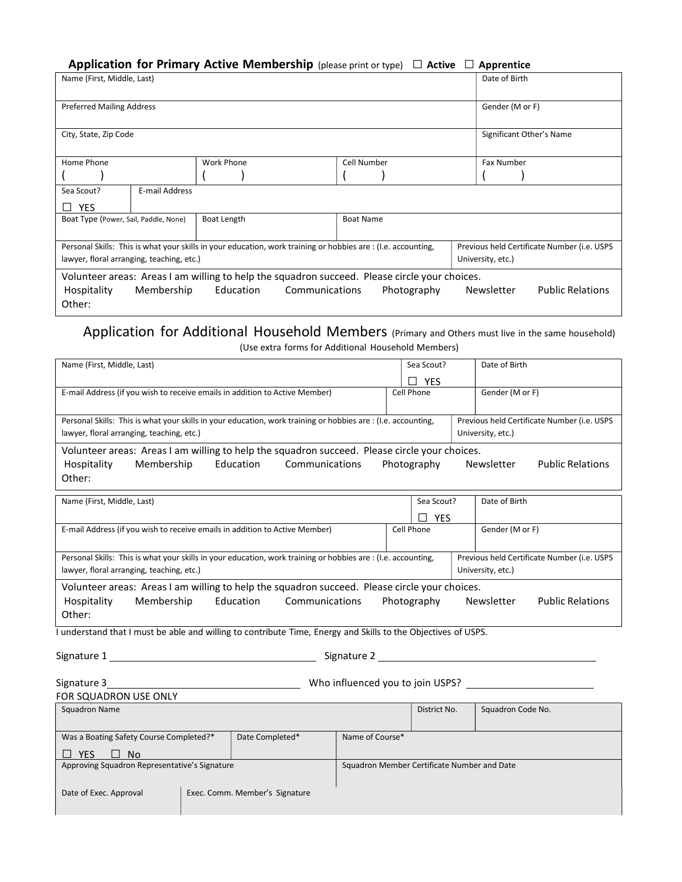## Application for Primary Active Membership (please print or type) ☐ Active ☐ Apprentice

| Name (First, Middle, Last) | | | Date of Birth |
|---|---|---|---|
| Preferred Mailing Address | | | Gender (M or F) |
| City, State, Zip Code | | | Significant Other's Name |
| Home Phone ( ) | Work Phone ( ) | Cell Number ( ) | Fax Number ( ) |
| Sea Scout? ☐ YES | E-mail Address | | |
| Boat Type (Power, Sail, Paddle, None) | Boat Length | Boat Name | |
| Personal Skills: This is what your skills in your education, work training or hobbies are : (I.e. accounting, lawyer, floral arranging, teaching, etc.) | | | Previous held Certificate Number (i.e. USPS University, etc.) |

Volunteer areas: Areas I am willing to help the squadron succeed. Please circle your choices.
Hospitality Membership Education Communications Photography Newsletter Public Relations
Other:

## Application for Additional Household Members (Primary and Others must live in the same household)

(Use extra forms for Additional Household Members)

| Name (First, Middle, Last) | Sea Scout? ☐ YES | Date of Birth |
|---|---|---|
| E-mail Address (if you wish to receive emails in addition to Active Member) | Cell Phone | Gender (M or F) |
| Personal Skills: This is what your skills in your education, work training or hobbies are : (I.e. accounting, lawyer, floral arranging, teaching, etc.) | | Previous held Certificate Number (i.e. USPS University, etc.) |

Volunteer areas: Areas I am willing to help the squadron succeed. Please circle your choices.
Hospitality Membership Education Communications Photography Newsletter Public Relations
Other:

| Name (First, Middle, Last) | Sea Scout? ☐ YES | Date of Birth |
|---|---|---|
| E-mail Address (if you wish to receive emails in addition to Active Member) | Cell Phone | Gender (M or F) |
| Personal Skills: This is what your skills in your education, work training or hobbies are : (I.e. accounting, lawyer, floral arranging, teaching, etc.) | | Previous held Certificate Number (i.e. USPS University, etc.) |

Volunteer areas: Areas I am willing to help the squadron succeed. Please circle your choices.
Hospitality Membership Education Communications Photography Newsletter Public Relations
Other:

I understand that I must be able and willing to contribute Time, Energy and Skills to the Objectives of USPS.

Signature 1 ____________________ Signature 2 ____________________

Signature 3____________________ Who influenced you to join USPS? ____________________

FOR SQUADRON USE ONLY

| Squadron Name | | District No. | Squadron Code No. |
|---|---|---|---|
| Was a Boating Safety Course Completed?* ☐ YES ☐ No | Date Completed* | Name of Course* | |
| Approving Squadron Representative's Signature | | Squadron Member Certificate Number and Date | |
| Date of Exec. Approval | Exec. Comm. Member's Signature | | |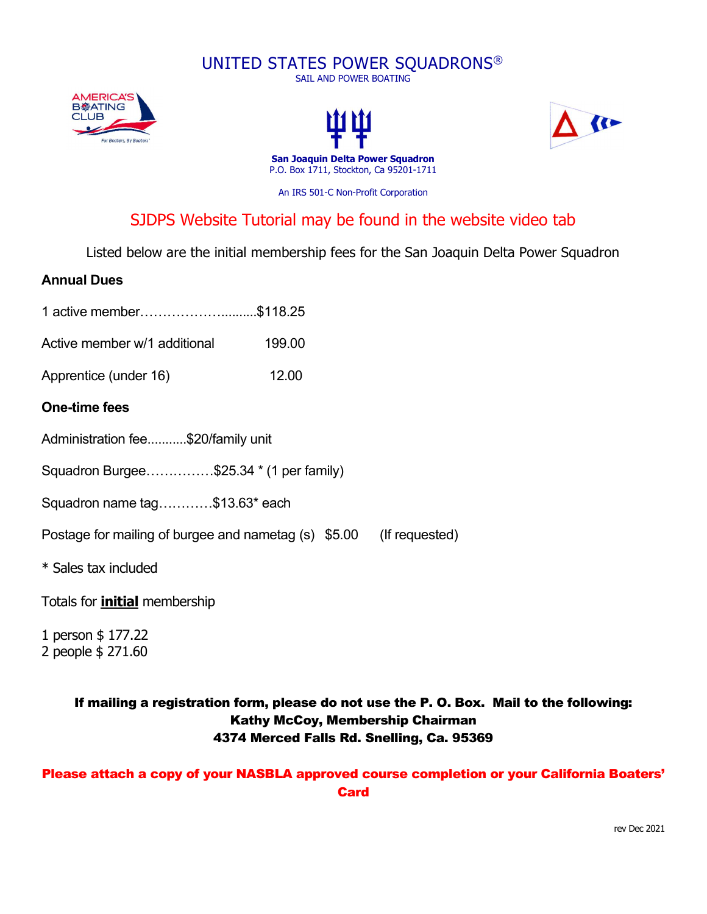# UNITED STATES POWER SQUADRONS®

SAIL AND POWER BOATING

**San Joaquin Delta Power Squadron**
P.O. Box 1711, Stockton, Ca 95201-1711

An IRS 501-C Non-Profit Corporation

## SJDPS Website Tutorial may be found in the website video tab

Listed below are the initial membership fees for the San Joaquin Delta Power Squadron

**Annual Dues**

1 active member……………….........$118.25

Active member w/1 additional 199.00

Apprentice (under 16) 12.00

**One-time fees**

Administration fee...........$20/family unit

Squadron Burgee……………$25.34 * (1 per family)

Squadron name tag…………$13.63* each

Postage for mailing of burgee and nametag (s) $5.00 (If requested)

* Sales tax included

Totals for **initial** membership

1 person $ 177.22
2 people $ 271.60

**If mailing a registration form, please do not use the P. O. Box. Mail to the following:**
**Kathy McCoy, Membership Chairman**
**4374 Merced Falls Rd. Snelling, Ca. 95369**

**Please attach a copy of your NASBLA approved course completion or your California Boaters' Card**

rev Dec 2021